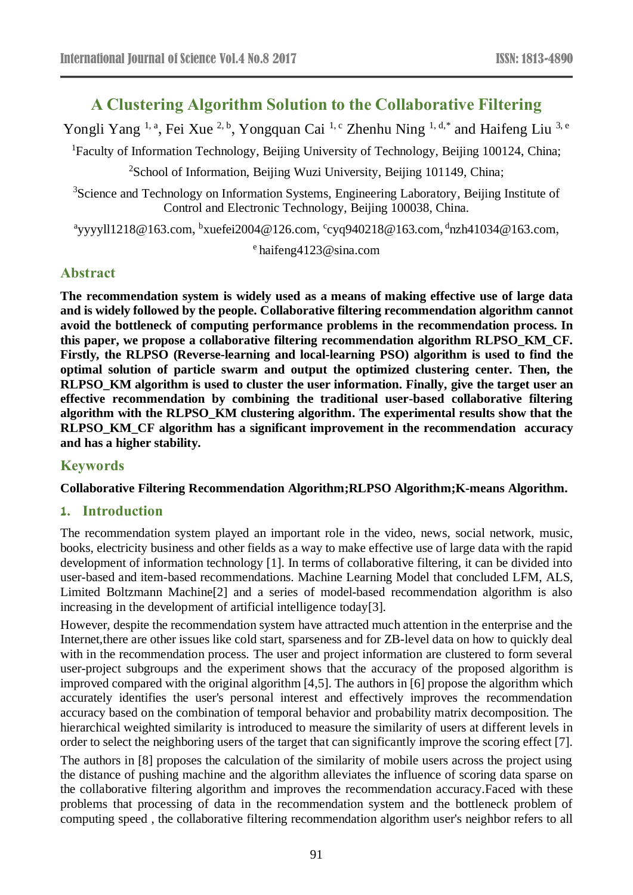# A Clustering Algorithm Solution to the Collaborative Filtering

Yongli Yang [1, a], Fei Xue [2, b], Yongquan Cai [1, c] Zhenhu Ning [1, d,*] and Haifeng Liu [3, e]

[1]Faculty of Information Technology, Beijing University of Technology, Beijing 100124, China;

[2]School of Information, Beijing Wuzi University, Beijing 101149, China;

[3]Science and Technology on Information Systems, Engineering Laboratory, Beijing Institute of Control and Electronic Technology, Beijing 100038, China.

[a]yyyyll1218@163.com, [b]xuefei2004@126.com, [c]cyq940218@163.com, [d]nzh41034@163.com,

[e] haifeng4123@sina.com

## Abstract

**The recommendation system is widely used as a means of making effective use of large data and is widely followed by the people. Collaborative filtering recommendation algorithm cannot avoid the bottleneck of computing performance problems in the recommendation process. In this paper, we propose a collaborative filtering recommendation algorithm RLPSO_KM_CF. Firstly, the RLPSO (Reverse-learning and local-learning PSO) algorithm is used to find the optimal solution of particle swarm and output the optimized clustering center. Then, the RLPSO_KM algorithm is used to cluster the user information. Finally, give the target user an effective recommendation by combining the traditional user-based collaborative filtering algorithm with the RLPSO_KM clustering algorithm. The experimental results show that the RLPSO_KM_CF algorithm has a significant improvement in the recommendation accuracy and has a higher stability.**

## Keywords

**Collaborative Filtering Recommendation Algorithm;RLPSO Algorithm;K-means Algorithm.**

## 1. Introduction

The recommendation system played an important role in the video, news, social network, music, books, electricity business and other fields as a way to make effective use of large data with the rapid development of information technology [1]. In terms of collaborative filtering, it can be divided into user-based and item-based recommendations. Machine Learning Model that concluded LFM, ALS, Limited Boltzmann Machine[2] and a series of model-based recommendation algorithm is also increasing in the development of artificial intelligence today[3].

However, despite the recommendation system have attracted much attention in the enterprise and the Internet,there are other issues like cold start, sparseness and for ZB-level data on how to quickly deal with in the recommendation process. The user and project information are clustered to form several user-project subgroups and the experiment shows that the accuracy of the proposed algorithm is improved compared with the original algorithm [4,5]. The authors in [6] propose the algorithm which accurately identifies the user's personal interest and effectively improves the recommendation accuracy based on the combination of temporal behavior and probability matrix decomposition. The hierarchical weighted similarity is introduced to measure the similarity of users at different levels in order to select the neighboring users of the target that can significantly improve the scoring effect [7].

The authors in [8] proposes the calculation of the similarity of mobile users across the project using the distance of pushing machine and the algorithm alleviates the influence of scoring data sparse on the collaborative filtering algorithm and improves the recommendation accuracy.Faced with these problems that processing of data in the recommendation system and the bottleneck problem of computing speed , the collaborative filtering recommendation algorithm user's neighbor refers to all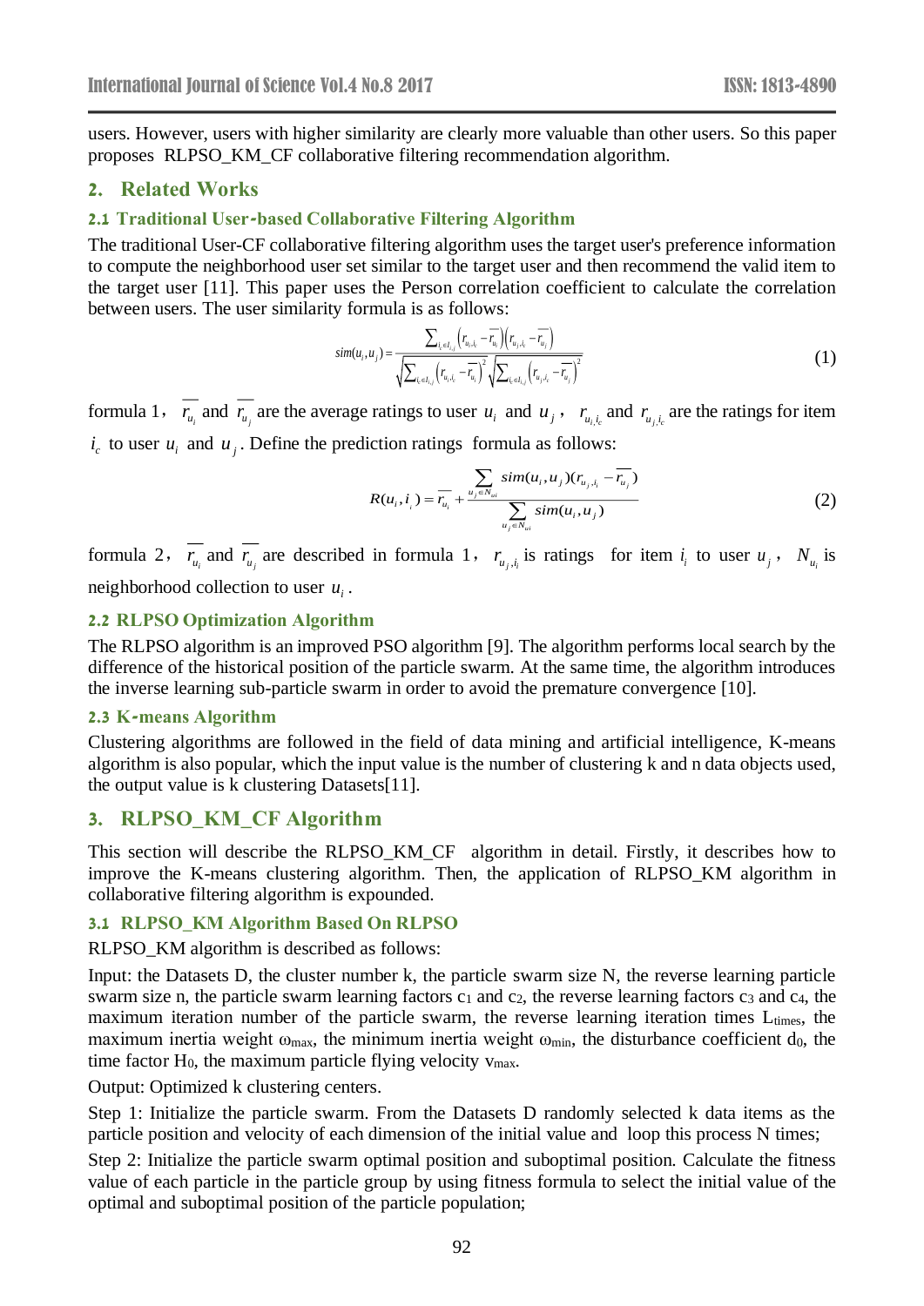users. However, users with higher similarity are clearly more valuable than other users. So this paper proposes RLPSO_KM_CF collaborative filtering recommendation algorithm.

## 2. Related Works

### 2.1 Traditional User-based Collaborative Filtering Algorithm

The traditional User-CF collaborative filtering algorithm uses the target user's preference information to compute the neighborhood user set similar to the target user and then recommend the valid item to the target user [11]. This paper uses the Person correlation coefficient to calculate the correlation between users. The user similarity formula is as follows:

$$sim(u_i,u_j) = \frac{\sum_{i_c \in I_{i,j}} \left(r_{u_i,i_c} - \overline{r_{u_i}}\right)\left(r_{u_j,i_c} - \overline{r_{u_j}}\right)}{\sqrt{\sum_{i_c \in I_{i,j}} \left(r_{u_i,i_c} - \overline{r_{u_i}}\right)^2} \sqrt{\sum_{i_c \in I_{i,j}} \left(r_{u_j,i_c} - \overline{r_{u_j}}\right)^2}} \tag{1}$$

formula 1, $\overline{r_{u_i}}$ and $\overline{r_{u_j}}$ are the average ratings to user $u_i$ and $u_j$, $r_{u_i,i_c}$ and $r_{u_j,i_c}$ are the ratings for item $i_c$ to user $u_i$ and $u_j$. Define the prediction ratings formula as follows:

$$R(u_i,i_i) = \overline{r_{u_i}} + \frac{\sum_{u_j \in N_{ui}} sim(u_i,u_j)(r_{u_j,i_i} - \overline{r_{u_j}})}{\sum_{u_j \in N_{ui}} sim(u_i,u_j)} \tag{2}$$

formula 2, $\overline{r_{u_i}}$ and $\overline{r_{u_j}}$ are described in formula 1, $r_{u_j,i_i}$ is ratings for item $i_i$ to user $u_j$, $N_{u_i}$ is neighborhood collection to user $u_i$.

### 2.2 RLPSO Optimization Algorithm

The RLPSO algorithm is an improved PSO algorithm [9]. The algorithm performs local search by the difference of the historical position of the particle swarm. At the same time, the algorithm introduces the inverse learning sub-particle swarm in order to avoid the premature convergence [10].

### 2.3 K-means Algorithm

Clustering algorithms are followed in the field of data mining and artificial intelligence, K-means algorithm is also popular, which the input value is the number of clustering k and n data objects used, the output value is k clustering Datasets[11].

## 3. RLPSO_KM_CF Algorithm

This section will describe the RLPSO_KM_CF algorithm in detail. Firstly, it describes how to improve the K-means clustering algorithm. Then, the application of RLPSO_KM algorithm in collaborative filtering algorithm is expounded.

### 3.1 RLPSO_KM Algorithm Based On RLPSO

RLPSO_KM algorithm is described as follows:

Input: the Datasets D, the cluster number k, the particle swarm size N, the reverse learning particle swarm size n, the particle swarm learning factors $c_1$ and $c_2$, the reverse learning factors $c_3$ and $c_4$, the maximum iteration number of the particle swarm, the reverse learning iteration times $L_{times}$, the maximum inertia weight $\omega_{max}$, the minimum inertia weight $\omega_{min}$, the disturbance coefficient $d_0$, the time factor $H_0$, the maximum particle flying velocity $v_{max}$.

Output: Optimized k clustering centers.

Step 1: Initialize the particle swarm. From the Datasets D randomly selected k data items as the particle position and velocity of each dimension of the initial value and loop this process N times;

Step 2: Initialize the particle swarm optimal position and suboptimal position. Calculate the fitness value of each particle in the particle group by using fitness formula to select the initial value of the optimal and suboptimal position of the particle population;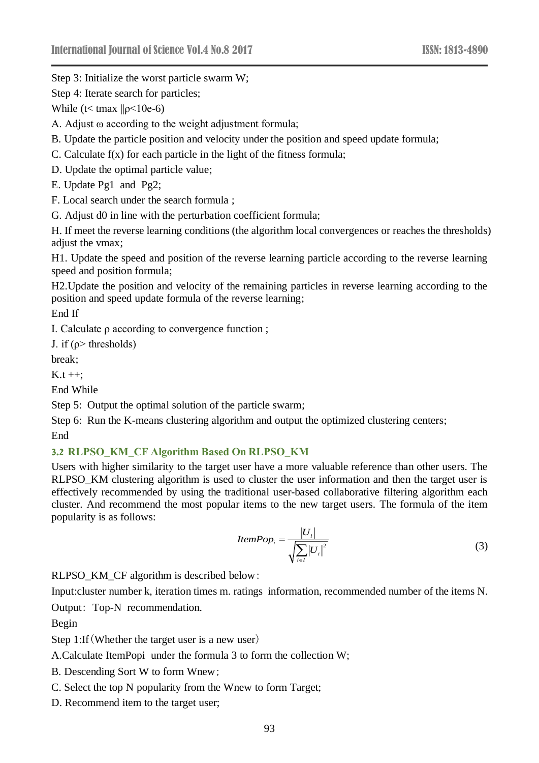Step 3: Initialize the worst particle swarm W;

Step 4: Iterate search for particles;

While (t< tmax ||ρ<10e-6)

A. Adjust ω according to the weight adjustment formula;

B. Update the particle position and velocity under the position and speed update formula;

C. Calculate f(x) for each particle in the light of the fitness formula;

D. Update the optimal particle value;

E. Update Pg1 and Pg2;

F. Local search under the search formula ;

G. Adjust d0 in line with the perturbation coefficient formula;

H. If meet the reverse learning conditions (the algorithm local convergences or reaches the thresholds) adjust the vmax;

H1. Update the speed and position of the reverse learning particle according to the reverse learning speed and position formula;

H2.Update the position and velocity of the remaining particles in reverse learning according to the position and speed update formula of the reverse learning;

End If

I. Calculate ρ according to convergence function ;

J. if (ρ> thresholds)

break;

K.t ++;

End While

Step 5: Output the optimal solution of the particle swarm;

Step 6: Run the K-means clustering algorithm and output the optimized clustering centers;

End

### 3.2 RLPSO_KM_CF Algorithm Based On RLPSO_KM

Users with higher similarity to the target user have a more valuable reference than other users. The RLPSO_KM clustering algorithm is used to cluster the user information and then the target user is effectively recommended by using the traditional user-based collaborative filtering algorithm each cluster. And recommend the most popular items to the new target users. The formula of the item popularity is as follows:

$$ItemPop_i = \frac{|U_i|}{\sqrt{\sum_{i \in I} |U_i|^2}} \tag{3}$$

RLPSO_KM_CF algorithm is described below：

Input:cluster number k, iteration times m. ratings information, recommended number of the items N.

Output：Top-N recommendation.

Begin

Step 1:If（Whether the target user is a new user）

A.Calculate ItemPopi under the formula 3 to form the collection W;

B. Descending Sort W to form Wnew；

C. Select the top N popularity from the Wnew to form Target;

D. Recommend item to the target user;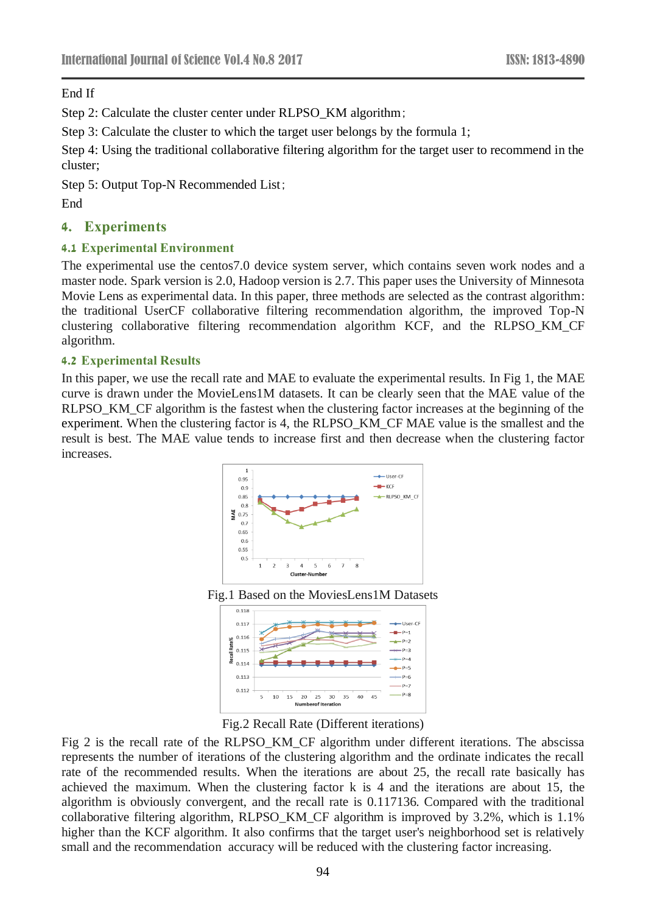End If

Step 2: Calculate the cluster center under RLPSO_KM algorithm;

Step 3: Calculate the cluster to which the target user belongs by the formula 1;

Step 4: Using the traditional collaborative filtering algorithm for the target user to recommend in the cluster;

Step 5: Output Top-N Recommended List;

End

## 4. Experiments

### 4.1 Experimental Environment

The experimental use the centos7.0 device system server, which contains seven work nodes and a master node. Spark version is 2.0, Hadoop version is 2.7. This paper uses the University of Minnesota Movie Lens as experimental data. In this paper, three methods are selected as the contrast algorithm: the traditional UserCF collaborative filtering recommendation algorithm, the improved Top-N clustering collaborative filtering recommendation algorithm KCF, and the RLPSO_KM_CF algorithm.

### 4.2 Experimental Results

In this paper, we use the recall rate and MAE to evaluate the experimental results. In Fig 1, the MAE curve is drawn under the MovieLens1M datasets. It can be clearly seen that the MAE value of the RLPSO_KM_CF algorithm is the fastest when the clustering factor increases at the beginning of the experiment. When the clustering factor is 4, the RLPSO_KM_CF MAE value is the smallest and the result is best. The MAE value tends to increase first and then decrease when the clustering factor increases.

Fig.1 Based on the MoviesLens1M Datasets

Fig.2 Recall Rate (Different iterations)

Fig 2 is the recall rate of the RLPSO_KM_CF algorithm under different iterations. The abscissa represents the number of iterations of the clustering algorithm and the ordinate indicates the recall rate of the recommended results. When the iterations are about 25, the recall rate basically has achieved the maximum. When the clustering factor k is 4 and the iterations are about 15, the algorithm is obviously convergent, and the recall rate is 0.117136. Compared with the traditional collaborative filtering algorithm, RLPSO_KM_CF algorithm is improved by 3.2%, which is 1.1% higher than the KCF algorithm. It also confirms that the target user's neighborhood set is relatively small and the recommendation accuracy will be reduced with the clustering factor increasing.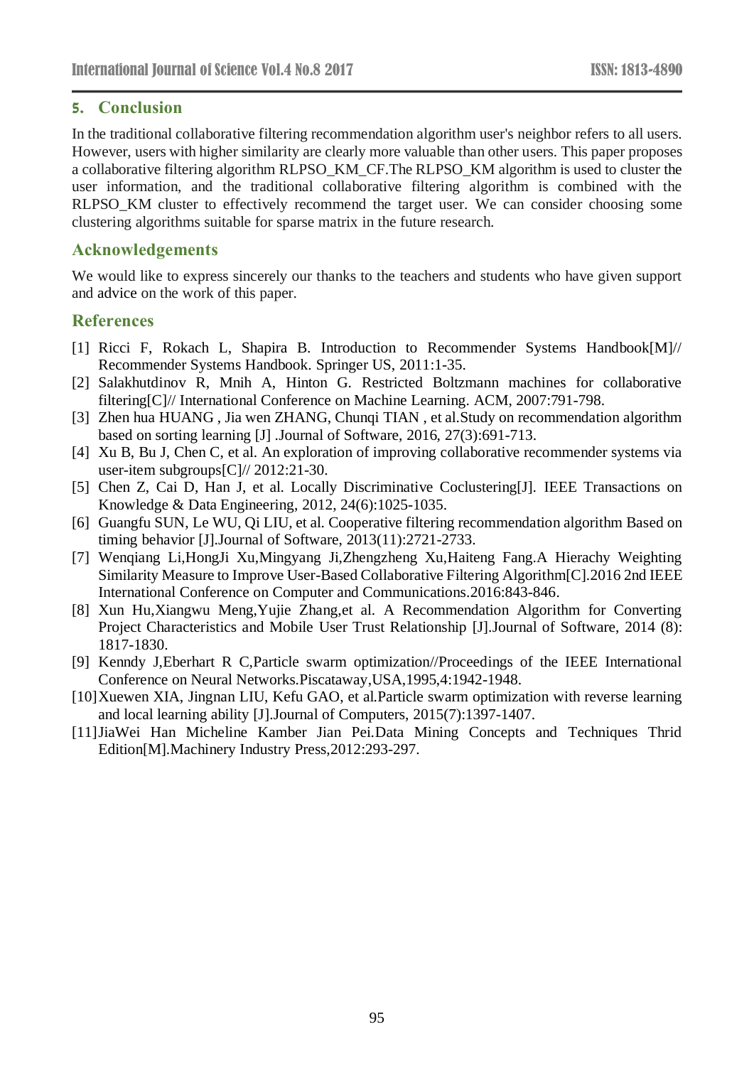## 5. Conclusion

In the traditional collaborative filtering recommendation algorithm user's neighbor refers to all users. However, users with higher similarity are clearly more valuable than other users. This paper proposes a collaborative filtering algorithm RLPSO_KM_CF.The RLPSO_KM algorithm is used to cluster the user information, and the traditional collaborative filtering algorithm is combined with the RLPSO_KM cluster to effectively recommend the target user. We can consider choosing some clustering algorithms suitable for sparse matrix in the future research.

## Acknowledgements

We would like to express sincerely our thanks to the teachers and students who have given support and advice on the work of this paper.

## References

[1] Ricci F, Rokach L, Shapira B. Introduction to Recommender Systems Handbook[M]// Recommender Systems Handbook. Springer US, 2011:1-35.

[2] Salakhutdinov R, Mnih A, Hinton G. Restricted Boltzmann machines for collaborative filtering[C]// International Conference on Machine Learning. ACM, 2007:791-798.

[3] Zhen hua HUANG , Jia wen ZHANG, Chunqi TIAN , et al.Study on recommendation algorithm based on sorting learning [J] .Journal of Software, 2016, 27(3):691-713.

[4] Xu B, Bu J, Chen C, et al. An exploration of improving collaborative recommender systems via user-item subgroups[C]// 2012:21-30.

[5] Chen Z, Cai D, Han J, et al. Locally Discriminative Coclustering[J]. IEEE Transactions on Knowledge & Data Engineering, 2012, 24(6):1025-1035.

[6] Guangfu SUN, Le WU, Qi LIU, et al. Cooperative filtering recommendation algorithm Based on timing behavior [J].Journal of Software, 2013(11):2721-2733.

[7] Wenqiang Li,HongJi Xu,Mingyang Ji,Zhengzheng Xu,Haiteng Fang.A Hierachy Weighting Similarity Measure to Improve User-Based Collaborative Filtering Algorithm[C].2016 2nd IEEE International Conference on Computer and Communications.2016:843-846.

[8] Xun Hu,Xiangwu Meng,Yujie Zhang,et al. A Recommendation Algorithm for Converting Project Characteristics and Mobile User Trust Relationship [J].Journal of Software, 2014 (8): 1817-1830.

[9] Kenndy J,Eberhart R C,Particle swarm optimization//Proceedings of the IEEE International Conference on Neural Networks.Piscataway,USA,1995,4:1942-1948.

[10] Xuewen XIA, Jingnan LIU, Kefu GAO, et al.Particle swarm optimization with reverse learning and local learning ability [J].Journal of Computers, 2015(7):1397-1407.

[11] JiaWei Han Micheline Kamber Jian Pei.Data Mining Concepts and Techniques Thrid Edition[M].Machinery Industry Press,2012:293-297.